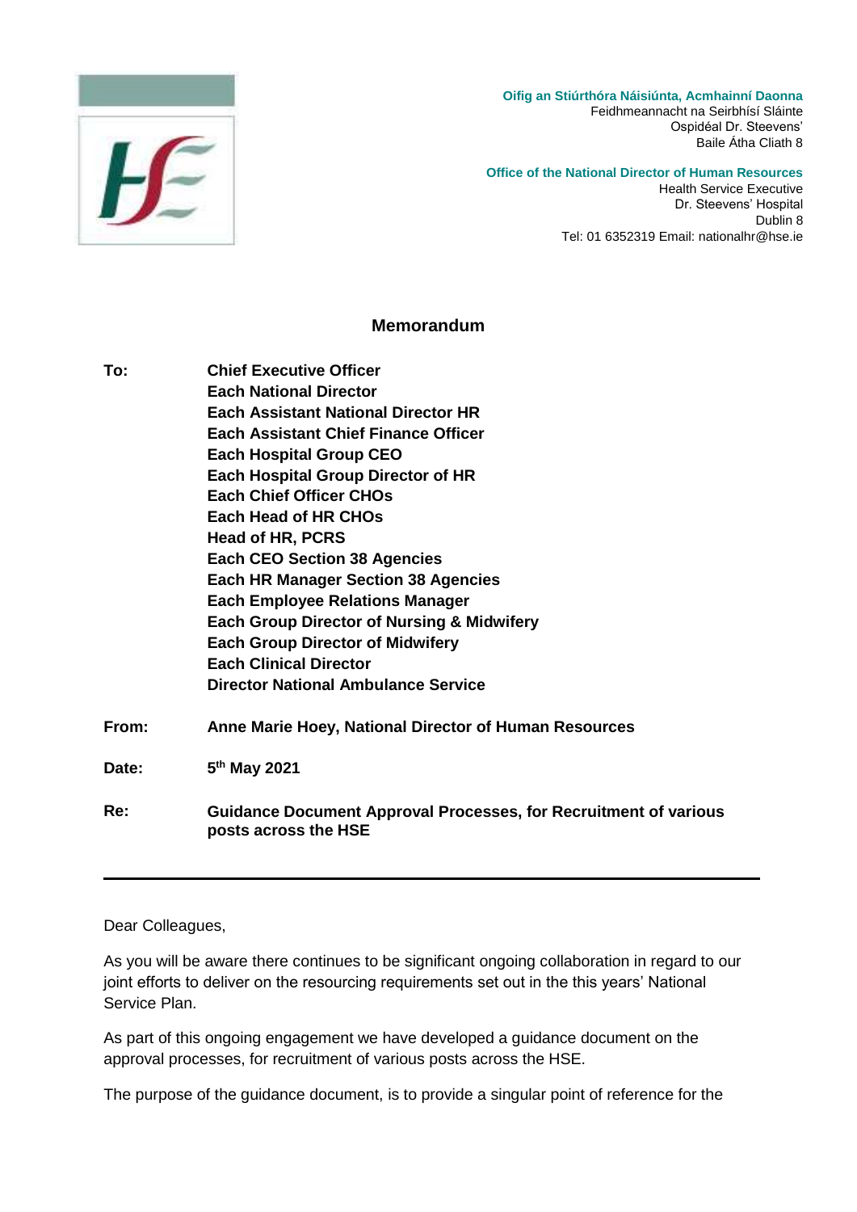**Oifig an Stiúrthóra Náisiúnta, Acmhainní Daonna**
Feidhmeannacht na Seirbhísí Sláinte
Ospidéal Dr. Steevens'
Baile Átha Cliath 8

**Office of the National Director of Human Resources**
Health Service Executive
Dr. Steevens' Hospital
Dublin 8
Tel: 01 6352319 Email: nationalhr@hse.ie

## Memorandum

**To:**
**Chief Executive Officer**
**Each National Director**
**Each Assistant National Director HR**
**Each Assistant Chief Finance Officer**
**Each Hospital Group CEO**
**Each Hospital Group Director of HR**
**Each Chief Officer CHOs**
**Each Head of HR CHOs**
**Head of HR, PCRS**
**Each CEO Section 38 Agencies**
**Each HR Manager Section 38 Agencies**
**Each Employee Relations Manager**
**Each Group Director of Nursing & Midwifery**
**Each Group Director of Midwifery**
**Each Clinical Director**
**Director National Ambulance Service**

**From:** **Anne Marie Hoey, National Director of Human Resources**

**Date:** **5th May 2021**

**Re:** **Guidance Document Approval Processes, for Recruitment of various posts across the HSE**

---

Dear Colleagues,

As you will be aware there continues to be significant ongoing collaboration in regard to our joint efforts to deliver on the resourcing requirements set out in the this years' National Service Plan.

As part of this ongoing engagement we have developed a guidance document on the approval processes, for recruitment of various posts across the HSE.

The purpose of the guidance document, is to provide a singular point of reference for the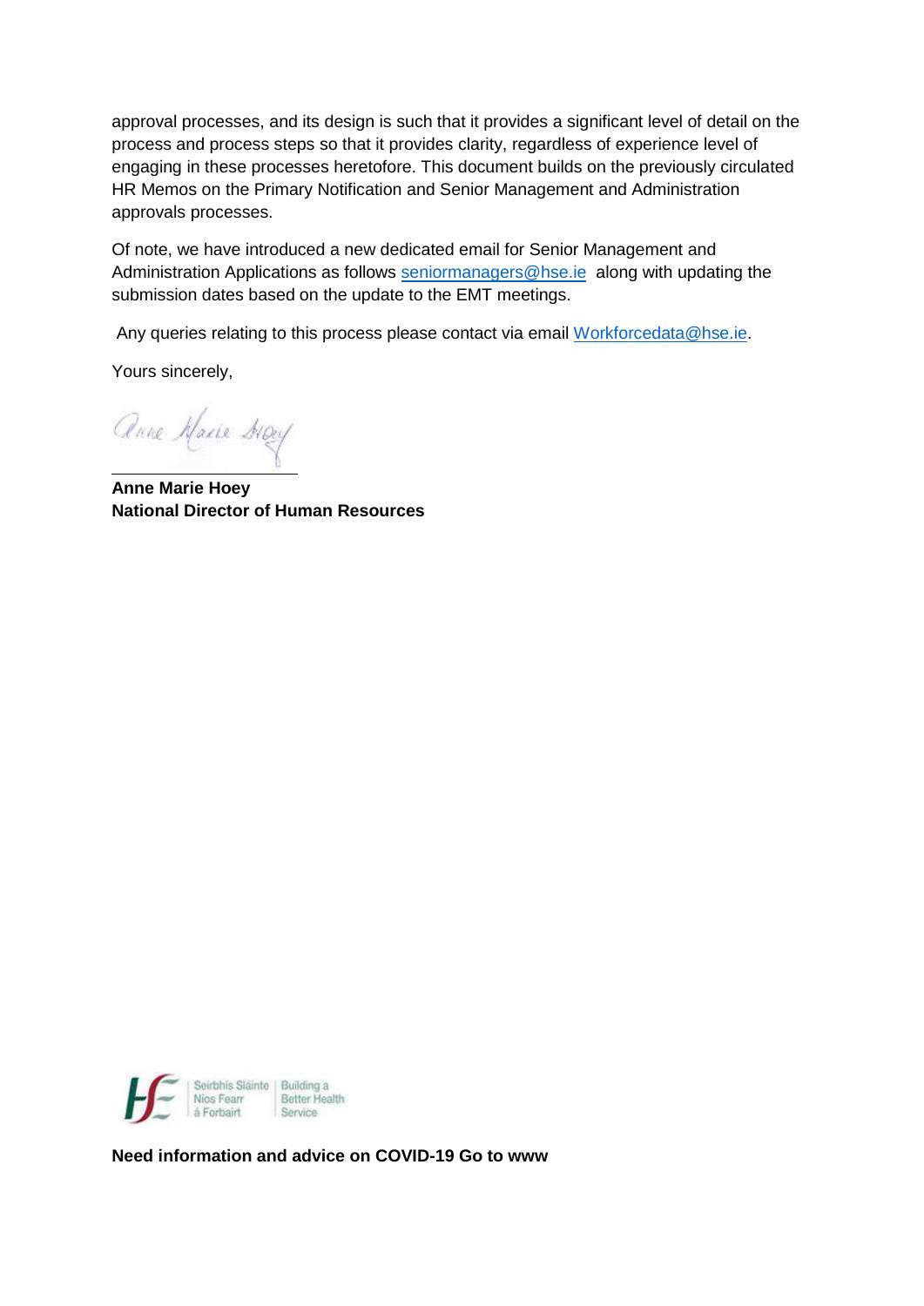approval processes, and its design is such that it provides a significant level of detail on the process and process steps so that it provides clarity, regardless of experience level of engaging in these processes heretofore. This document builds on the previously circulated HR Memos on the Primary Notification and Senior Management and Administration approvals processes.

Of note, we have introduced a new dedicated email for Senior Management and Administration Applications as follows seniormanagers@hse.ie along with updating the submission dates based on the update to the EMT meetings.

Any queries relating to this process please contact via email Workforcedata@hse.ie.

Yours sincerely,

**Anne Marie Hoey**
**National Director of Human Resources**

Seirbhís Sláinte Níos Fearr á Forbairt | Building a Better Health Service

**Need information and advice on COVID-19 Go to www**